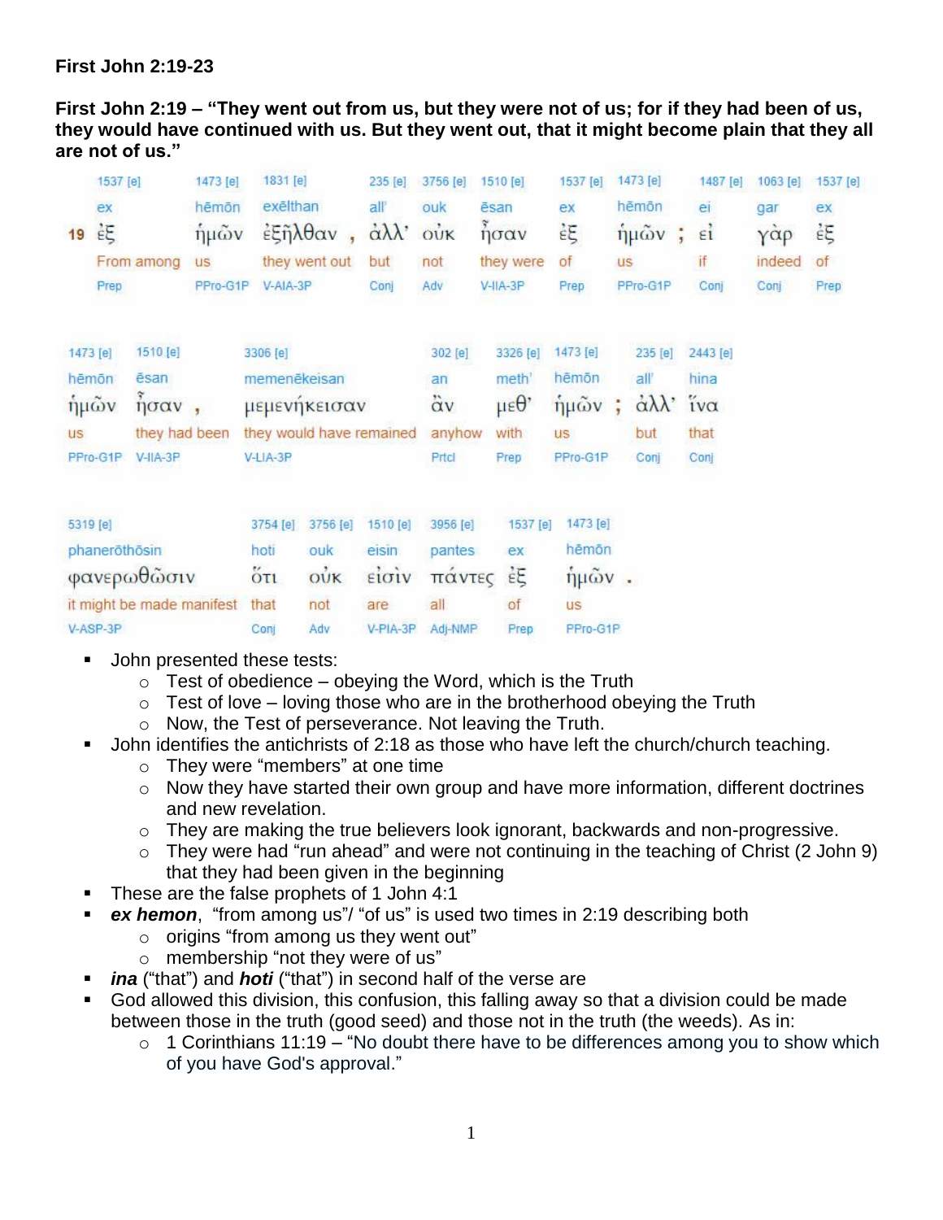**First John 2:19-23**

**First John 2:19 – "They went out from us, but they were not of us; for if they had been of us, they would have continued with us. But they went out, that it might become plain that they all are not of us."**

| | 1537 [e] | 1473 [e] | 1831 [e] | 235 [e] | 3756 [e] | 1510 [e] | 1537 [e] | 1473 [e] | 1487 [e] | 1063 [e] | 1537 [e] |
|---|---|---|---|---|---|---|---|---|---|---|---|
| | ex | hēmōn | exēlthan | all' | ouk | ēsan | ex | hēmōn | ei | gar | ex |
| 19 | ἐξ | ἡμῶν | ἐξῆλθαν , | ἀλλ' | οὐκ | ἦσαν | ἐξ | ἡμῶν ; | εἰ | γὰρ | ἐξ |
| | From among | us | they went out | but | not | they were | of | us | if | indeed | of |
| | Prep | PPro-G1P | V-AIA-3P | Conj | Adv | V-IIA-3P | Prep | PPro-G1P | Conj | Conj | Prep |

| 1473 [e] | 1510 [e] | 3306 [e] | 302 [e] | 3326 [e] | 1473 [e] | 235 [e] | 2443 [e] |
|---|---|---|---|---|---|---|---|
| hēmōn | ēsan | memenēkeisan | an | meth' | hēmōn | all' | hina |
| ἡμῶν | ἦσαν , | μεμενήκεισαν | ἂν | μεθ' | ἡμῶν ; | ἀλλ' | ἵνα |
| us | they had been | they would have remained | anyhow | with | us | but | that |
| PPro-G1P | V-IIA-3P | V-LIA-3P | Prtcl | Prep | PPro-G1P | Conj | Conj |

| 5319 [e] | 3754 [e] | 3756 [e] | 1510 [e] | 3956 [e] | 1537 [e] | 1473 [e] |
|---|---|---|---|---|---|---|
| phanerōthōsin | hoti | ouk | eisin | pantes | ex | hēmōn |
| φανερωθῶσιν | ὅτι | οὐκ | εἰσὶν | πάντες | ἐξ | ἡμῶν . |
| it might be made manifest | that | not | are | all | of | us |
| V-ASP-3P | Conj | Adv | V-PIA-3P | Adj-NMP | Prep | PPro-G1P |

- John presented these tests:
  - Test of obedience – obeying the Word, which is the Truth
  - Test of love – loving those who are in the brotherhood obeying the Truth
  - Now, the Test of perseverance. Not leaving the Truth.
- John identifies the antichrists of 2:18 as those who have left the church/church teaching.
  - They were "members" at one time
  - Now they have started their own group and have more information, different doctrines and new revelation.
  - They are making the true believers look ignorant, backwards and non-progressive.
  - They were had "run ahead" and were not continuing in the teaching of Christ (2 John 9) that they had been given in the beginning
- These are the false prophets of 1 John 4:1
- ***ex hemon***, "from among us"/ "of us" is used two times in 2:19 describing both
  - origins "from among us they went out"
  - membership "not they were of us"
- ***ina*** ("that") and ***hoti*** ("that") in second half of the verse are
- God allowed this division, this confusion, this falling away so that a division could be made between those in the truth (good seed) and those not in the truth (the weeds). As in:
  - 1 Corinthians 11:19 – "No doubt there have to be differences among you to show which of you have God's approval."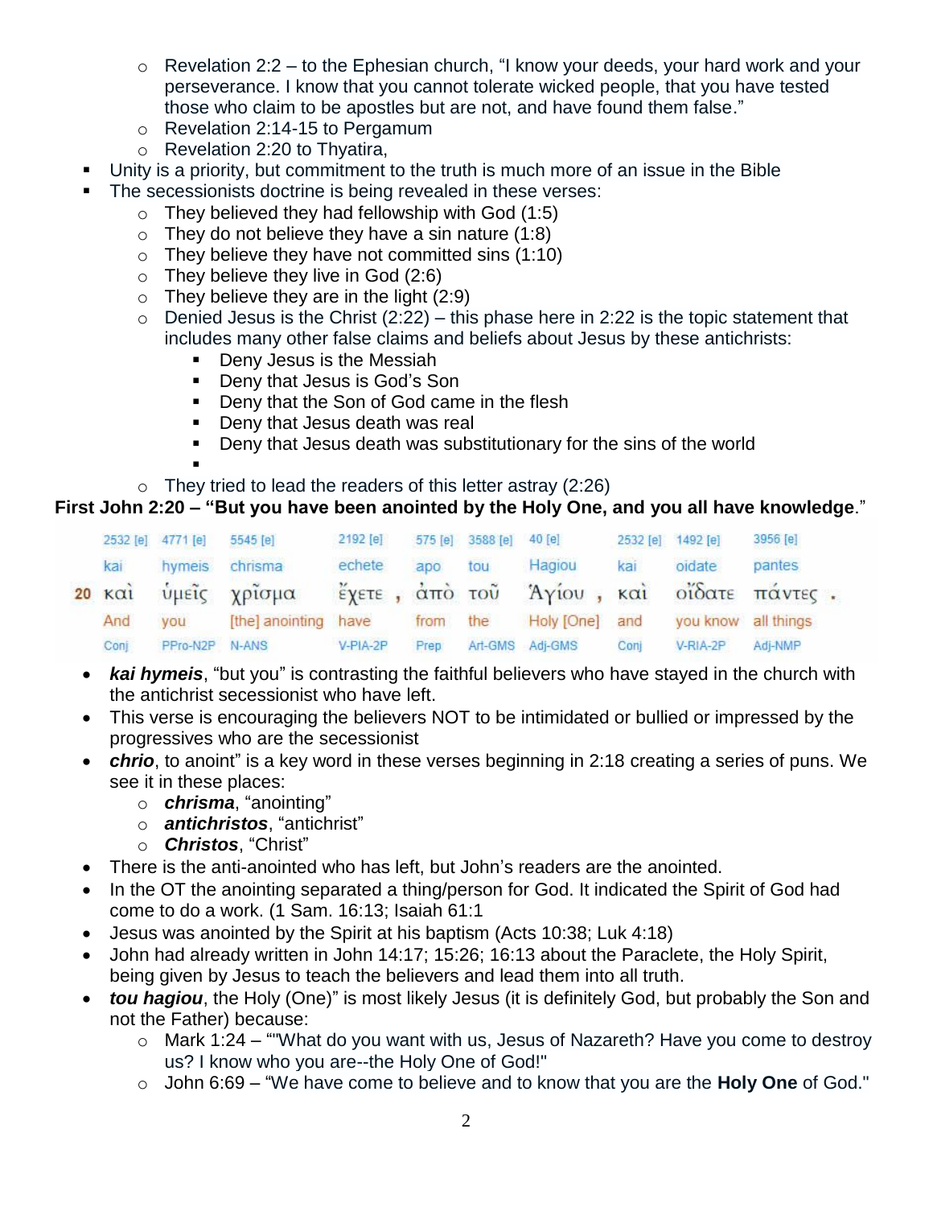- Revelation 2:2 – to the Ephesian church, "I know your deeds, your hard work and your perseverance. I know that you cannot tolerate wicked people, that you have tested those who claim to be apostles but are not, and have found them false."
    - Revelation 2:14-15 to Pergamum
    - Revelation 2:20 to Thyatira,
- Unity is a priority, but commitment to the truth is much more of an issue in the Bible
- The secessionists doctrine is being revealed in these verses:
    - They believed they had fellowship with God (1:5)
    - They do not believe they have a sin nature (1:8)
    - They believe they have not committed sins (1:10)
    - They believe they live in God (2:6)
    - They believe they are in the light (2:9)
    - Denied Jesus is the Christ (2:22) – this phase here in 2:22 is the topic statement that includes many other false claims and beliefs about Jesus by these antichrists:
        - Deny Jesus is the Messiah
        - Deny that Jesus is God's Son
        - Deny that the Son of God came in the flesh
        - Deny that Jesus death was real
        - Deny that Jesus death was substitutionary for the sins of the world
        - 
    - They tried to lead the readers of this letter astray (2:26)

**First John 2:20 – "But you have been anointed by the Holy One, and you all have knowledge."**

| | 2532 [e] | 4771 [e] | 5545 [e] | 2192 [e] | 575 [e] | 3588 [e] | 40 [e] | 2532 [e] | 1492 [e] | 3956 [e] |
|---|---|---|---|---|---|---|---|---|---|---|
| | kai | hymeis | chrisma | echete | apo | tou | Hagiou | kai | oidate | pantes |
| 20 | καὶ | ὑμεῖς | χρῖσμα | ἔχετε , | ἀπὸ | τοῦ | Ἁγίου , | καὶ | οἴδατε | πάντες . |
| | And | you | [the] anointing | have | from | the | Holy [One] | and | you know | all things |
| | Conj | PPro-N2P | N-ANS | V-PIA-2P | Prep | Art-GMS | Adj-GMS | Conj | V-RIA-2P | Adj-NMP |

- ***kai hymeis***, "but you" is contrasting the faithful believers who have stayed in the church with the antichrist secessionist who have left.
- This verse is encouraging the believers NOT to be intimidated or bullied or impressed by the progressives who are the secessionist
- ***chrio***, to anoint" is a key word in these verses beginning in 2:18 creating a series of puns. We see it in these places:
    - ***chrisma***, "anointing"
    - ***antichristos***, "antichrist"
    - ***Christos***, "Christ"
- There is the anti-anointed who has left, but John's readers are the anointed.
- In the OT the anointing separated a thing/person for God. It indicated the Spirit of God had come to do a work. (1 Sam. 16:13; Isaiah 61:1
- Jesus was anointed by the Spirit at his baptism (Acts 10:38; Luk 4:18)
- John had already written in John 14:17; 15:26; 16:13 about the Paraclete, the Holy Spirit, being given by Jesus to teach the believers and lead them into all truth.
- ***tou hagiou***, the Holy (One)" is most likely Jesus (it is definitely God, but probably the Son and not the Father) because:
    - Mark 1:24 – ""What do you want with us, Jesus of Nazareth? Have you come to destroy us? I know who you are--the Holy One of God!"
    - John 6:69 – "We have come to believe and to know that you are the **Holy One** of God."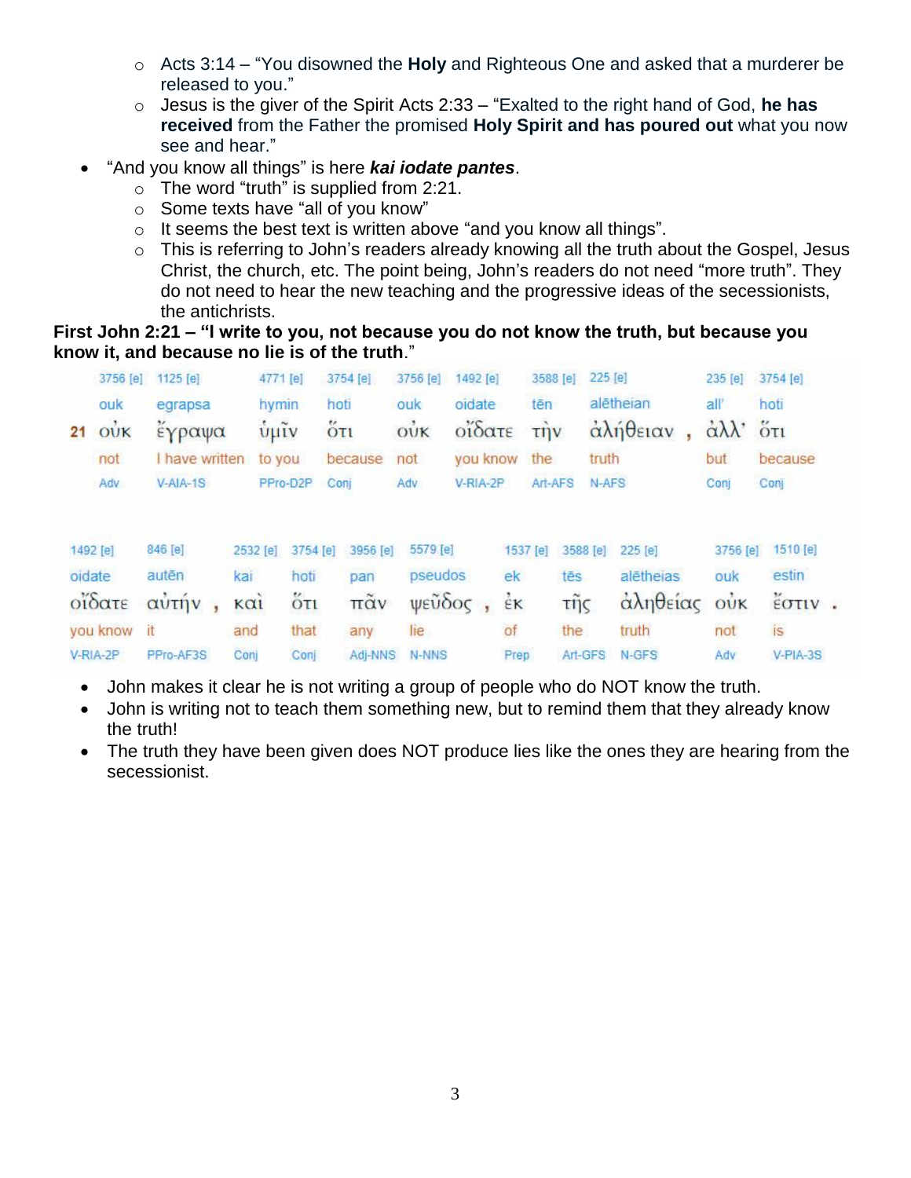- Acts 3:14 – "You disowned the **Holy** and Righteous One and asked that a murderer be released to you."
  - Jesus is the giver of the Spirit Acts 2:33 – "Exalted to the right hand of God, **he has received** from the Father the promised **Holy Spirit and has poured out** what you now see and hear."
- "And you know all things" is here ***kai iodate pantes***.
  - The word "truth" is supplied from 2:21.
  - Some texts have "all of you know"
  - It seems the best text is written above "and you know all things".
  - This is referring to John's readers already knowing all the truth about the Gospel, Jesus Christ, the church, etc. The point being, John's readers do not need "more truth". They do not need to hear the new teaching and the progressive ideas of the secessionists, the antichrists.

**First John 2:21 – "I write to you, not because you do not know the truth, but because you know it, and because no lie is of the truth**."

| | 3756 [e] | 1125 [e] | 4771 [e] | 3754 [e] | 3756 [e] | 1492 [e] | 3588 [e] | 225 [e] | 235 [e] | 3754 [e] |
|---|---|---|---|---|---|---|---|---|---|---|
| | ouk | egrapsa | hymin | hoti | ouk | oidate | tēn | alētheian | all' | hoti |
| 21 | οὐκ | ἔγραψα | ὑμῖν | ὅτι | οὐκ | οἴδατε | τὴν | ἀλήθειαν , | ἀλλ' | ὅτι |
| | not | I have written | to you | because | not | you know | the | truth | but | because |
| | Adv | V-AIA-1S | PPro-D2P | Conj | Adv | V-RIA-2P | Art-AFS | N-AFS | Conj | Conj |

| 1492 [e] | 846 [e] | 2532 [e] | 3754 [e] | 3956 [e] | 5579 [e] | 1537 [e] | 3588 [e] | 225 [e] | 3756 [e] | 1510 [e] |
|---|---|---|---|---|---|---|---|---|---|---|
| oidate | autēn | kai | hoti | pan | pseudos | ek | tēs | alētheias | ouk | estin |
| οἴδατε | αὐτήν , | καὶ | ὅτι | πᾶν | ψεῦδος , | ἐκ | τῆς | ἀληθείας | οὐκ | ἔστιν . |
| you know | it | and | that | any | lie | of | the | truth | not | is |
| V-RIA-2P | PPro-AF3S | Conj | Conj | Adj-NNS | N-NNS | Prep | Art-GFS | N-GFS | Adv | V-PIA-3S |

- John makes it clear he is not writing a group of people who do NOT know the truth.
- John is writing not to teach them something new, but to remind them that they already know the truth!
- The truth they have been given does NOT produce lies like the ones they are hearing from the secessionist.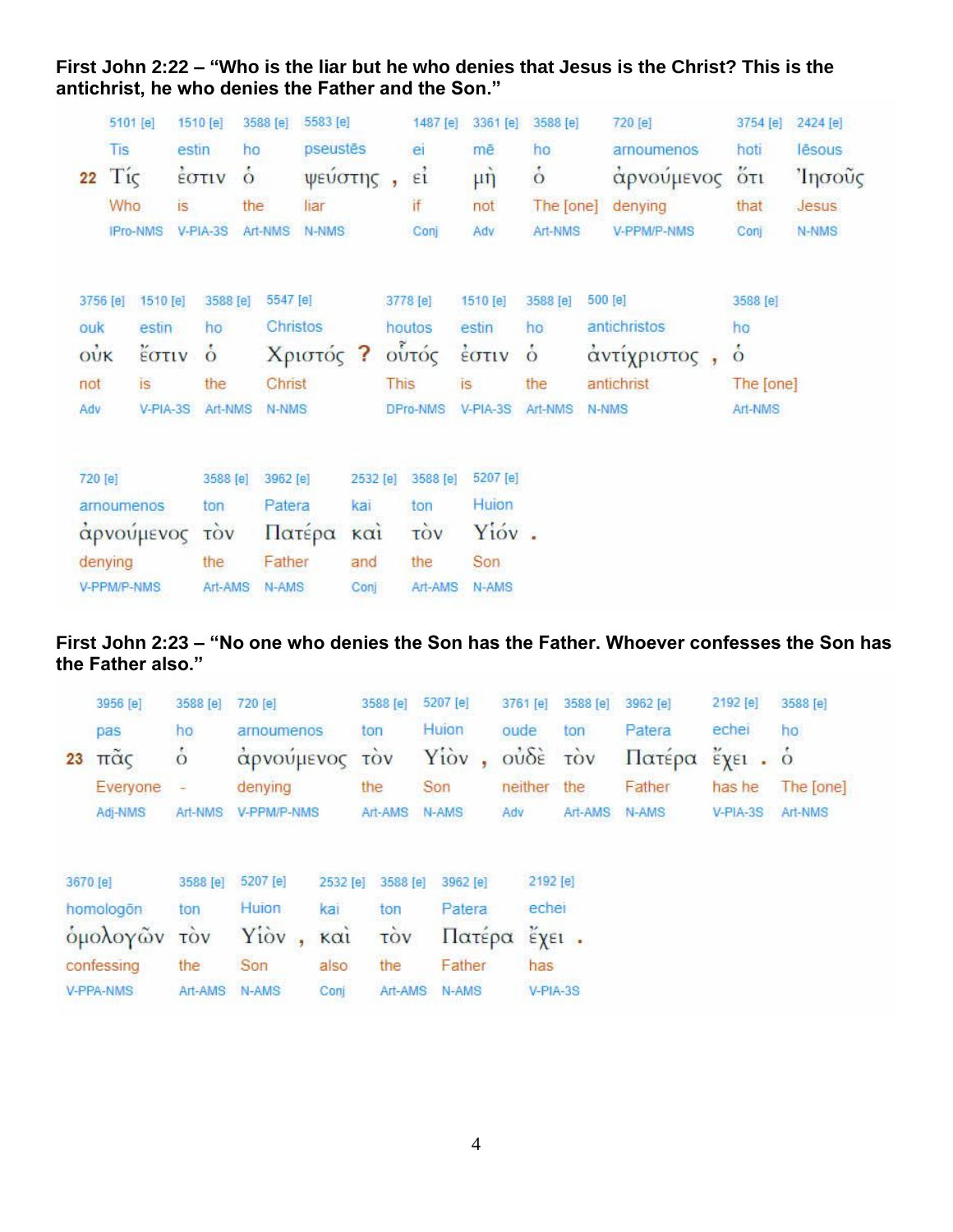**First John 2:22 – "Who is the liar but he who denies that Jesus is the Christ? This is the antichrist, he who denies the Father and the Son."**

| | | | | | | | | | | |
|---|---|---|---|---|---|---|---|---|---|---|
| | 5101 [e] | 1510 [e] | 3588 [e] | 5583 [e] | | 1487 [e] | 3361 [e] | 3588 [e] | 720 [e] | 3754 [e] | 2424 [e] |
| | Tis | estin | ho | pseustēs | | ei | mē | ho | arnoumenos | hoti | Iēsous |
| 22 | Τίς | ἐστιν | ὁ | ψεύστης | , | εἰ | μὴ | ὁ | ἀρνούμενος | ὅτι | Ἰησοῦς |
| | Who | is | the | liar | | if | not | The [one] | denying | that | Jesus |
| | IPro-NMS | V-PIA-3S | Art-NMS | N-NMS | | Conj | Adv | Art-NMS | V-PPM/P-NMS | Conj | N-NMS |

| | | | | | | | | | | |
|---|---|---|---|---|---|---|---|---|---|---|
| 3756 [e] | 1510 [e] | 3588 [e] | 5547 [e] | | 3778 [e] | 1510 [e] | 3588 [e] | 500 [e] | | 3588 [e] |
| ouk | estin | ho | Christos | | houtos | estin | ho | antichristos | | ho |
| οὐκ | ἔστιν | ὁ | Χριστός | ? | οὗτός | ἐστιν | ὁ | ἀντίχριστος | , | ὁ |
| not | is | the | Christ | | This | is | the | antichrist | | The [one] |
| Adv | V-PIA-3S | Art-NMS | N-NMS | | DPro-NMS | V-PIA-3S | Art-NMS | N-NMS | | Art-NMS |

| | | | | | | |
|---|---|---|---|---|---|---|
| 720 [e] | 3588 [e] | 3962 [e] | 2532 [e] | 3588 [e] | 5207 [e] | |
| arnoumenos | ton | Patera | kai | ton | Huion | |
| ἀρνούμενος | τὸν | Πατέρα | καὶ | τὸν | Υἱόν | . |
| denying | the | Father | and | the | Son | |
| V-PPM/P-NMS | Art-AMS | N-AMS | Conj | Art-AMS | N-AMS | |

**First John 2:23 – "No one who denies the Son has the Father. Whoever confesses the Son has the Father also."**

| | | | | | | | | | | | | |
|---|---|---|---|---|---|---|---|---|---|---|---|---|
| | 3956 [e] | 3588 [e] | 720 [e] | 3588 [e] | 5207 [e] | | 3761 [e] | 3588 [e] | 3962 [e] | 2192 [e] | | 3588 [e] |
| | pas | ho | arnoumenos | ton | Huion | | oude | ton | Patera | echei | | ho |
| 23 | πᾶς | ὁ | ἀρνούμενος | τὸν | Υἱὸν | , | οὐδὲ | τὸν | Πατέρα | ἔχει | . | ὁ |
| | Everyone | - | denying | the | Son | | neither | the | Father | has he | | The [one] |
| | Adj-NMS | Art-NMS | V-PPM/P-NMS | Art-AMS | N-AMS | | Adv | Art-AMS | N-AMS | V-PIA-3S | | Art-NMS |

| | | | | | | | | |
|---|---|---|---|---|---|---|---|---|
| 3670 [e] | 3588 [e] | 5207 [e] | | 2532 [e] | 3588 [e] | 3962 [e] | 2192 [e] | |
| homologōn | ton | Huion | | kai | ton | Patera | echei | |
| ὁμολογῶν | τὸν | Υἱὸν | , | καὶ | τὸν | Πατέρα | ἔχει | . |
| confessing | the | Son | | also | the | Father | has | |
| V-PPA-NMS | Art-AMS | N-AMS | | Conj | Art-AMS | N-AMS | V-PIA-3S | |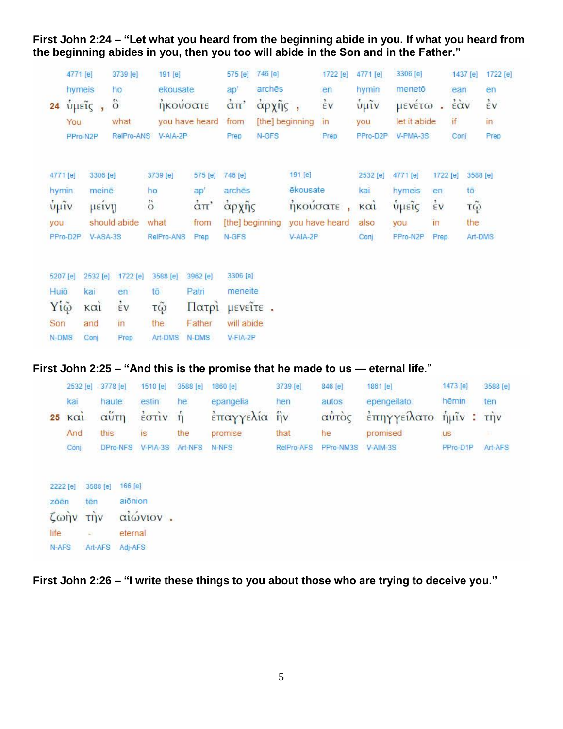**First John 2:24 – "Let what you heard from the beginning abide in you. If what you heard from the beginning abides in you, then you too will abide in the Son and in the Father."**

| | 4771 [e] | 3739 [e] | 191 [e] | 575 [e] | 746 [e] | 1722 [e] | 4771 [e] | 3306 [e] | 1437 [e] | 1722 [e] |
|---|---|---|---|---|---|---|---|---|---|---|
| | hymeis | ho | ēkousate | ap' | archēs | en | hymin | menetō | ean | en |
| 24 | ὑμεῖς , | ὃ | ἠκούσατε | ἀπ' | ἀρχῆς , | ἐν | ὑμῖν | μενέτω . | ἐὰν | ἐν |
| | You | what | you have heard | from | [the] beginning | in | you | let it abide | if | in |
| | PPro-N2P | RelPro-ANS | V-AIA-2P | Prep | N-GFS | Prep | PPro-D2P | V-PMA-3S | Conj | Prep |

| 4771 [e] | 3306 [e] | 3739 [e] | 575 [e] | 746 [e] | 191 [e] | 2532 [e] | 4771 [e] | 1722 [e] | 3588 [e] |
|---|---|---|---|---|---|---|---|---|---|
| hymin | meinē | ho | ap' | archēs | ēkousate | kai | hymeis | en | tō |
| ὑμῖν | μείνῃ | ὃ | ἀπ' | ἀρχῆς | ἠκούσατε , | καὶ | ὑμεῖς | ἐν | τῷ |
| you | should abide | what | from | [the] beginning | you have heard | also | you | in | the |
| PPro-D2P | V-ASA-3S | RelPro-ANS | Prep | N-GFS | V-AIA-2P | Conj | PPro-N2P | Prep | Art-DMS |

| 5207 [e] | 2532 [e] | 1722 [e] | 3588 [e] | 3962 [e] | 3306 [e] |
|---|---|---|---|---|---|
| Huiō | kai | en | tō | Patri | meneite |
| Υἱῷ | καὶ | ἐν | τῷ | Πατρὶ | μενεῖτε . |
| Son | and | in | the | Father | will abide |
| N-DMS | Conj | Prep | Art-DMS | N-DMS | V-FIA-2P |

**First John 2:25 – "And this is the promise that he made to us — eternal life."**

| | 2532 [e] | 3778 [e] | 1510 [e] | 3588 [e] | 1860 [e] | 3739 [e] | 846 [e] | 1861 [e] | 1473 [e] | 3588 [e] |
|---|---|---|---|---|---|---|---|---|---|---|
| | kai | hautē | estin | hē | epangelia | hēn | autos | epēngeilato | hēmin | tēn |
| 25 | καὶ | αὕτη | ἐστὶν | ἡ | ἐπαγγελία | ἣν | αὐτὸς | ἐπηγγείλατο | ἡμῖν : | τὴν |
| | And | this | is | the | promise | that | he | promised | us | - |
| | Conj | DPro-NFS | V-PIA-3S | Art-NFS | N-NFS | RelPro-AFS | PPro-NM3S | V-AIM-3S | PPro-D1P | Art-AFS |

| 2222 [e] | 3588 [e] | 166 [e] |
|---|---|---|
| zōēn | tēn | aiōnion |
| ζωὴν | τὴν | αἰώνιον . |
| life | - | eternal |
| N-AFS | Art-AFS | Adj-AFS |

**First John 2:26 – "I write these things to you about those who are trying to deceive you."**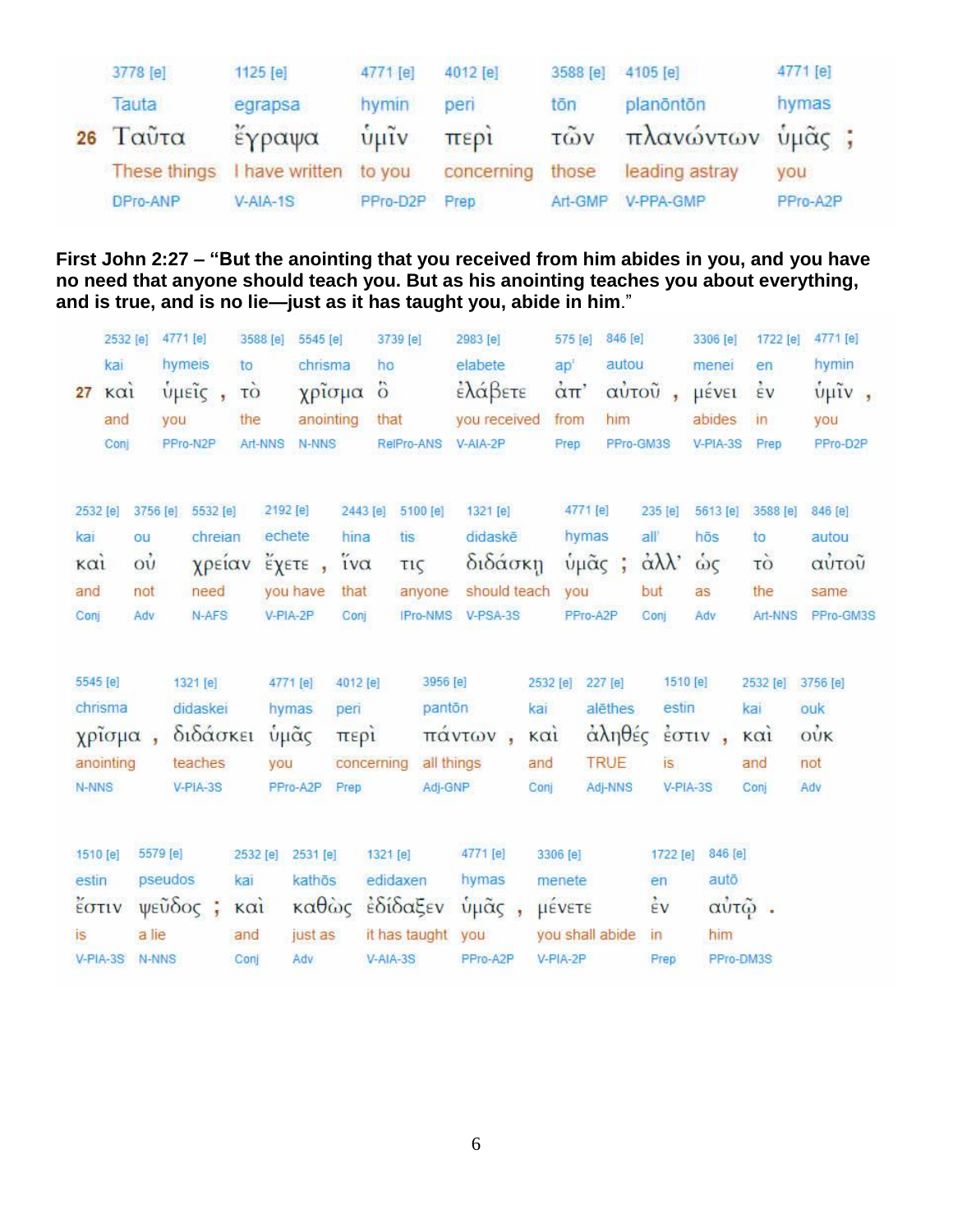| | 3778 [e] | 1125 [e] | 4771 [e] | 4012 [e] | 3588 [e] | 4105 [e] | 4771 [e] |
|---|---|---|---|---|---|---|---|
| | Tauta | egrapsa | hymin | peri | tōn | planōntōn | hymas |
| 26 | Ταῦτα | ἔγραψα | ὑμῖν | περὶ | τῶν | πλανώντων | ὑμᾶς ; |
| | These things | I have written | to you | concerning | those | leading astray | you |
| | DPro-ANP | V-AIA-1S | PPro-D2P | Prep | Art-GMP | V-PPA-GMP | PPro-A2P |

**First John 2:27 – "But the anointing that you received from him abides in you, and you have no need that anyone should teach you. But as his anointing teaches you about everything, and is true, and is no lie—just as it has taught you, abide in him**."

| | 2532 [e] | 4771 [e] | 3588 [e] | 5545 [e] | 3739 [e] | 2983 [e] | 575 [e] | 846 [e] | 3306 [e] | 1722 [e] | 4771 [e] |
|---|---|---|---|---|---|---|---|---|---|---|---|
| | kai | hymeis | to | chrisma | ho | elabete | ap' | autou | menei | en | hymin |
| 27 | καὶ | ὑμεῖς , | τὸ | χρῖσμα | ὃ | ἐλάβετε | ἀπ' | αὐτοῦ , | μένει | ἐν | ὑμῖν , |
| | and | you | the | anointing | that | you received | from | him | abides | in | you |
| | Conj | PPro-N2P | Art-NNS | N-NNS | RelPro-ANS | V-AIA-2P | Prep | PPro-GM3S | V-PIA-3S | Prep | PPro-D2P |

| 2532 [e] | 3756 [e] | 5532 [e] | 2192 [e] | 2443 [e] | 5100 [e] | 1321 [e] | 4771 [e] | 235 [e] | 5613 [e] | 3588 [e] | 846 [e] |
|---|---|---|---|---|---|---|---|---|---|---|---|
| kai | ou | chreian | echete | hina | tis | didaskē | hymas | all' | hōs | to | autou |
| καὶ | οὐ | χρείαν | ἔχετε , | ἵνα | τις | διδάσκῃ | ὑμᾶς ; | ἀλλ' | ὡς | τὸ | αὐτοῦ |
| and | not | need | you have | that | anyone | should teach | you | but | as | the | same |
| Conj | Adv | N-AFS | V-PIA-2P | Conj | IPro-NMS | V-PSA-3S | PPro-A2P | Conj | Adv | Art-NNS | PPro-GM3S |

| 5545 [e] | 1321 [e] | 4771 [e] | 4012 [e] | 3956 [e] | 2532 [e] | 227 [e] | 1510 [e] | 2532 [e] | 3756 [e] |
|---|---|---|---|---|---|---|---|---|---|
| chrisma | didaskei | hymas | peri | pantōn | kai | alēthes | estin | kai | ouk |
| χρῖσμα , | διδάσκει | ὑμᾶς | περὶ | πάντων , | καὶ | ἀληθές | ἐστιν , | καὶ | οὐκ |
| anointing | teaches | you | concerning | all things | and | TRUE | is | and | not |
| N-NNS | V-PIA-3S | PPro-A2P | Prep | Adj-GNP | Conj | Adj-NNS | V-PIA-3S | Conj | Adv |

| 1510 [e] | 5579 [e] | 2532 [e] | 2531 [e] | 1321 [e] | 4771 [e] | 3306 [e] | 1722 [e] | 846 [e] |
|---|---|---|---|---|---|---|---|---|
| estin | pseudos | kai | kathōs | edidaxen | hymas | menete | en | autō |
| ἔστιν | ψεῦδος ; | καὶ | καθὼς | ἐδίδαξεν | ὑμᾶς , | μένετε | ἐν | αὐτῷ . |
| is | a lie | and | just as | it has taught | you | you shall abide | in | him |
| V-PIA-3S | N-NNS | Conj | Adv | V-AIA-3S | PPro-A2P | V-PIA-2P | Prep | PPro-DM3S |